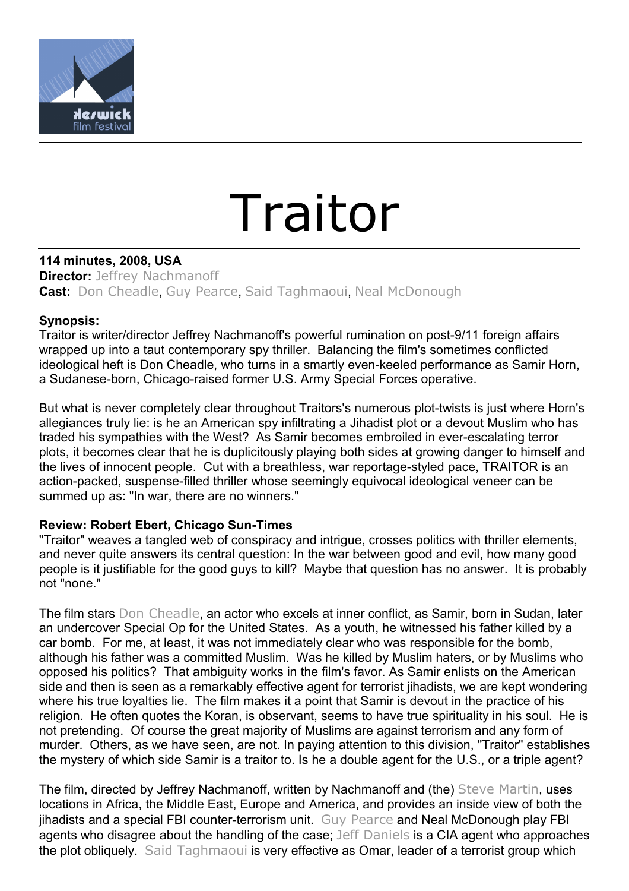# Traitor

**114 minutes, 2008, USA**
**Director:** Jeffrey Nachmanoff
**Cast:** Don Cheadle, Guy Pearce, Said Taghmaoui, Neal McDonough

**Synopsis:**
Traitor is writer/director Jeffrey Nachmanoff's powerful rumination on post-9/11 foreign affairs wrapped up into a taut contemporary spy thriller. Balancing the film's sometimes conflicted ideological heft is Don Cheadle, who turns in a smartly even-keeled performance as Samir Horn, a Sudanese-born, Chicago-raised former U.S. Army Special Forces operative.

But what is never completely clear throughout Traitors's numerous plot-twists is just where Horn's allegiances truly lie: is he an American spy infiltrating a Jihadist plot or a devout Muslim who has traded his sympathies with the West? As Samir becomes embroiled in ever-escalating terror plots, it becomes clear that he is duplicitously playing both sides at growing danger to himself and the lives of innocent people. Cut with a breathless, war reportage-styled pace, TRAITOR is an action-packed, suspense-filled thriller whose seemingly equivocal ideological veneer can be summed up as: "In war, there are no winners."

**Review: Robert Ebert, Chicago Sun-Times**
"Traitor" weaves a tangled web of conspiracy and intrigue, crosses politics with thriller elements, and never quite answers its central question: In the war between good and evil, how many good people is it justifiable for the good guys to kill? Maybe that question has no answer. It is probably not "none."

The film stars Don Cheadle, an actor who excels at inner conflict, as Samir, born in Sudan, later an undercover Special Op for the United States. As a youth, he witnessed his father killed by a car bomb. For me, at least, it was not immediately clear who was responsible for the bomb, although his father was a committed Muslim. Was he killed by Muslim haters, or by Muslims who opposed his politics? That ambiguity works in the film's favor. As Samir enlists on the American side and then is seen as a remarkably effective agent for terrorist jihadists, we are kept wondering where his true loyalties lie. The film makes it a point that Samir is devout in the practice of his religion. He often quotes the Koran, is observant, seems to have true spirituality in his soul. He is not pretending. Of course the great majority of Muslims are against terrorism and any form of murder. Others, as we have seen, are not. In paying attention to this division, "Traitor" establishes the mystery of which side Samir is a traitor to. Is he a double agent for the U.S., or a triple agent?

The film, directed by Jeffrey Nachmanoff, written by Nachmanoff and (the) Steve Martin, uses locations in Africa, the Middle East, Europe and America, and provides an inside view of both the jihadists and a special FBI counter-terrorism unit. Guy Pearce and Neal McDonough play FBI agents who disagree about the handling of the case; Jeff Daniels is a CIA agent who approaches the plot obliquely. Said Taghmaoui is very effective as Omar, leader of a terrorist group which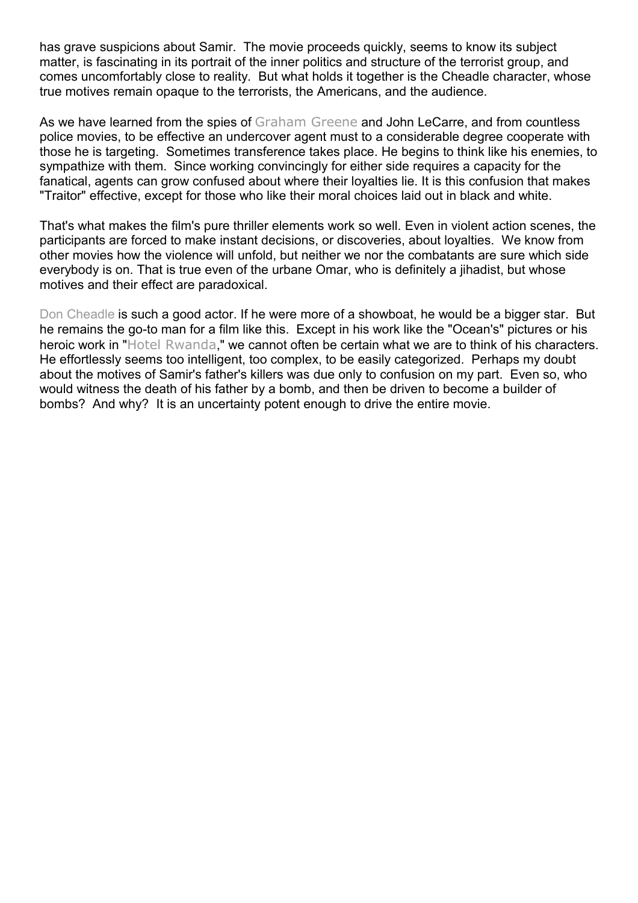has grave suspicions about Samir. The movie proceeds quickly, seems to know its subject matter, is fascinating in its portrait of the inner politics and structure of the terrorist group, and comes uncomfortably close to reality. But what holds it together is the Cheadle character, whose true motives remain opaque to the terrorists, the Americans, and the audience.

As we have learned from the spies of Graham Greene and John LeCarre, and from countless police movies, to be effective an undercover agent must to a considerable degree cooperate with those he is targeting. Sometimes transference takes place. He begins to think like his enemies, to sympathize with them. Since working convincingly for either side requires a capacity for the fanatical, agents can grow confused about where their loyalties lie. It is this confusion that makes "Traitor" effective, except for those who like their moral choices laid out in black and white.

That's what makes the film's pure thriller elements work so well. Even in violent action scenes, the participants are forced to make instant decisions, or discoveries, about loyalties. We know from other movies how the violence will unfold, but neither we nor the combatants are sure which side everybody is on. That is true even of the urbane Omar, who is definitely a jihadist, but whose motives and their effect are paradoxical.

Don Cheadle is such a good actor. If he were more of a showboat, he would be a bigger star. But he remains the go-to man for a film like this. Except in his work like the "Ocean's" pictures or his heroic work in "Hotel Rwanda," we cannot often be certain what we are to think of his characters. He effortlessly seems too intelligent, too complex, to be easily categorized. Perhaps my doubt about the motives of Samir's father's killers was due only to confusion on my part. Even so, who would witness the death of his father by a bomb, and then be driven to become a builder of bombs? And why? It is an uncertainty potent enough to drive the entire movie.